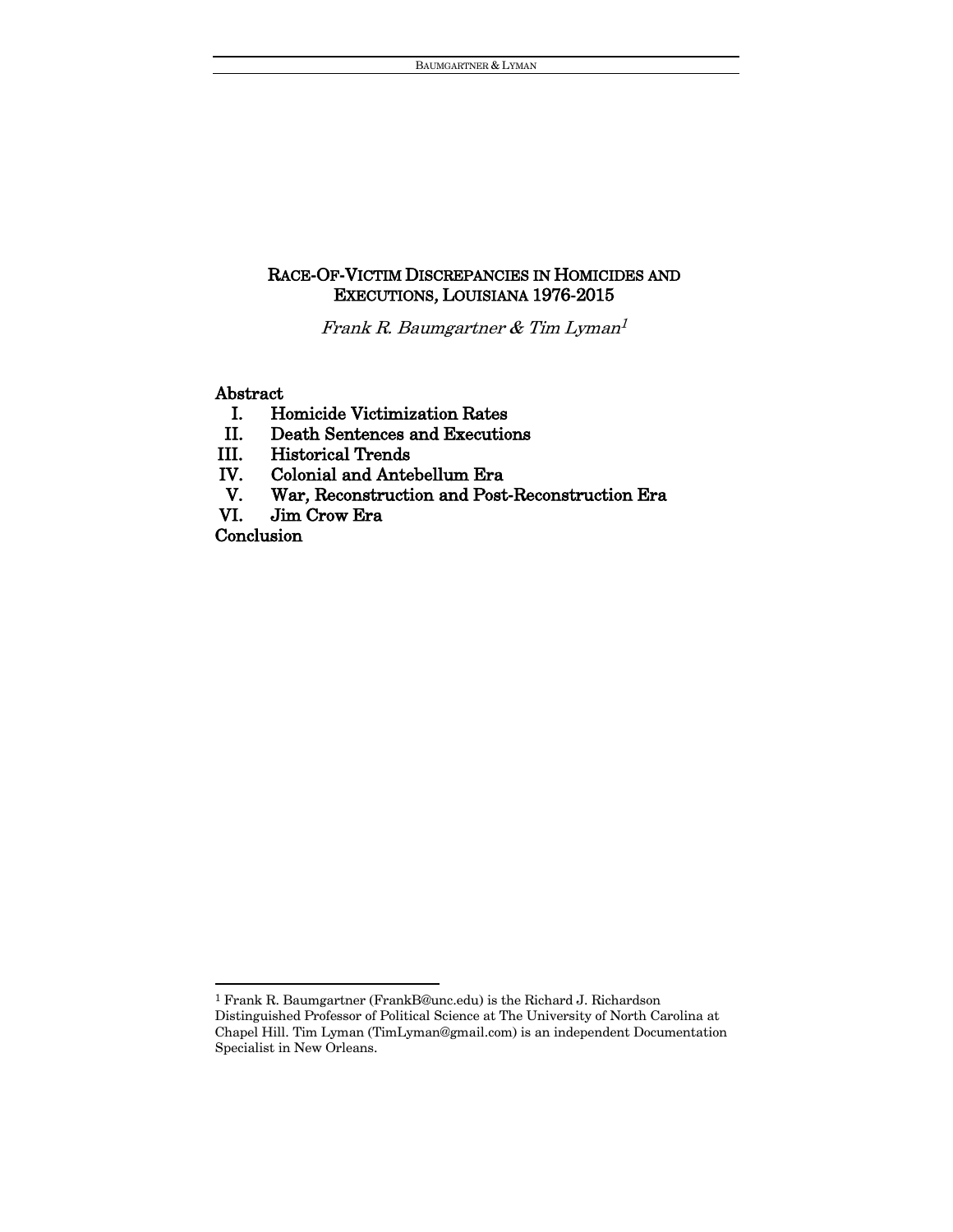# RACE-OF-VICTIM DISCREPANCIES IN HOMICIDES AND EXECUTIONS, LOUISIANA 1976-2015

*Frank R. Baumgartner & Tim Lyman*[1]

**Abstract**

- **I. Homicide Victimization Rates**
- **II. Death Sentences and Executions**
- **III. Historical Trends**
- **IV. Colonial and Antebellum Era**
- **V. War, Reconstruction and Post-Reconstruction Era**
- **VI. Jim Crow Era**

**Conclusion**

---

[1] Frank R. Baumgartner (FrankB@unc.edu) is the Richard J. Richardson Distinguished Professor of Political Science at The University of North Carolina at Chapel Hill. Tim Lyman (TimLyman@gmail.com) is an independent Documentation Specialist in New Orleans.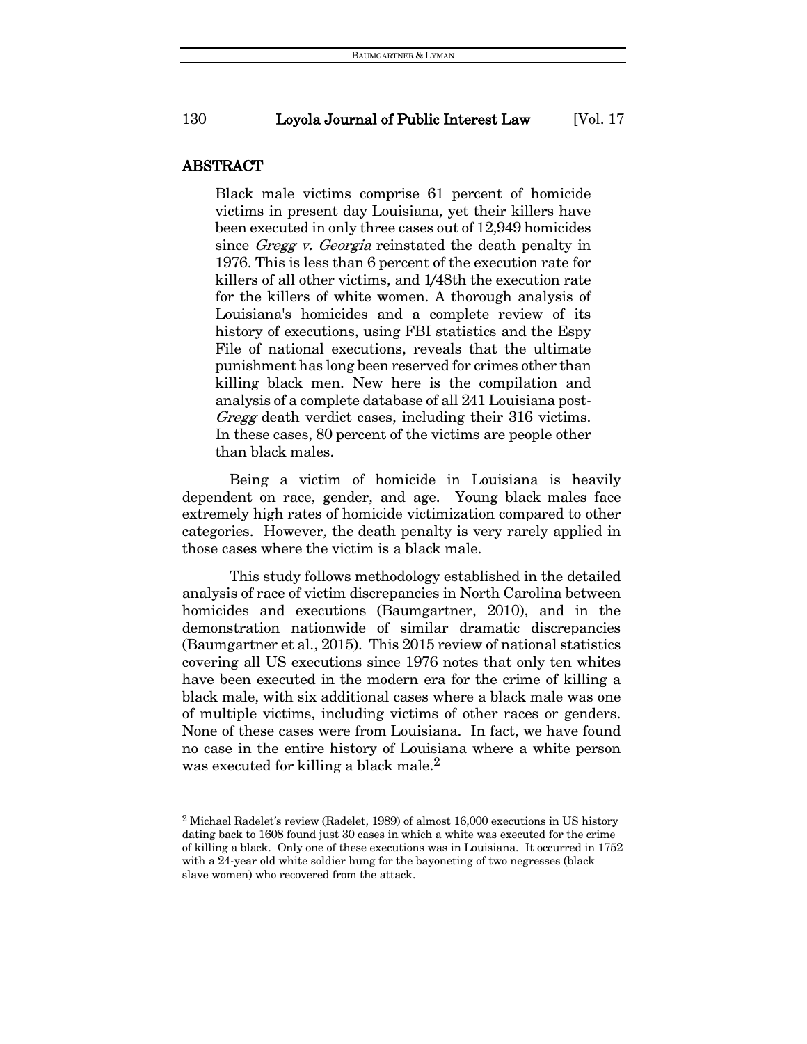## ABSTRACT

> Black male victims comprise 61 percent of homicide victims in present day Louisiana, yet their killers have been executed in only three cases out of 12,949 homicides since *Gregg v. Georgia* reinstated the death penalty in 1976. This is less than 6 percent of the execution rate for killers of all other victims, and 1/48th the execution rate for the killers of white women. A thorough analysis of Louisiana's homicides and a complete review of its history of executions, using FBI statistics and the Espy File of national executions, reveals that the ultimate punishment has long been reserved for crimes other than killing black men. New here is the compilation and analysis of a complete database of all 241 Louisiana post-*Gregg* death verdict cases, including their 316 victims. In these cases, 80 percent of the victims are people other than black males.

Being a victim of homicide in Louisiana is heavily dependent on race, gender, and age. Young black males face extremely high rates of homicide victimization compared to other categories. However, the death penalty is very rarely applied in those cases where the victim is a black male.

This study follows methodology established in the detailed analysis of race of victim discrepancies in North Carolina between homicides and executions (Baumgartner, 2010), and in the demonstration nationwide of similar dramatic discrepancies (Baumgartner et al., 2015). This 2015 review of national statistics covering all US executions since 1976 notes that only ten whites have been executed in the modern era for the crime of killing a black male, with six additional cases where a black male was one of multiple victims, including victims of other races or genders. None of these cases were from Louisiana. In fact, we have found no case in the entire history of Louisiana where a white person was executed for killing a black male.[2]

---

[2] Michael Radelet's review (Radelet, 1989) of almost 16,000 executions in US history dating back to 1608 found just 30 cases in which a white was executed for the crime of killing a black. Only one of these executions was in Louisiana. It occurred in 1752 with a 24-year old white soldier hung for the bayoneting of two negresses (black slave women) who recovered from the attack.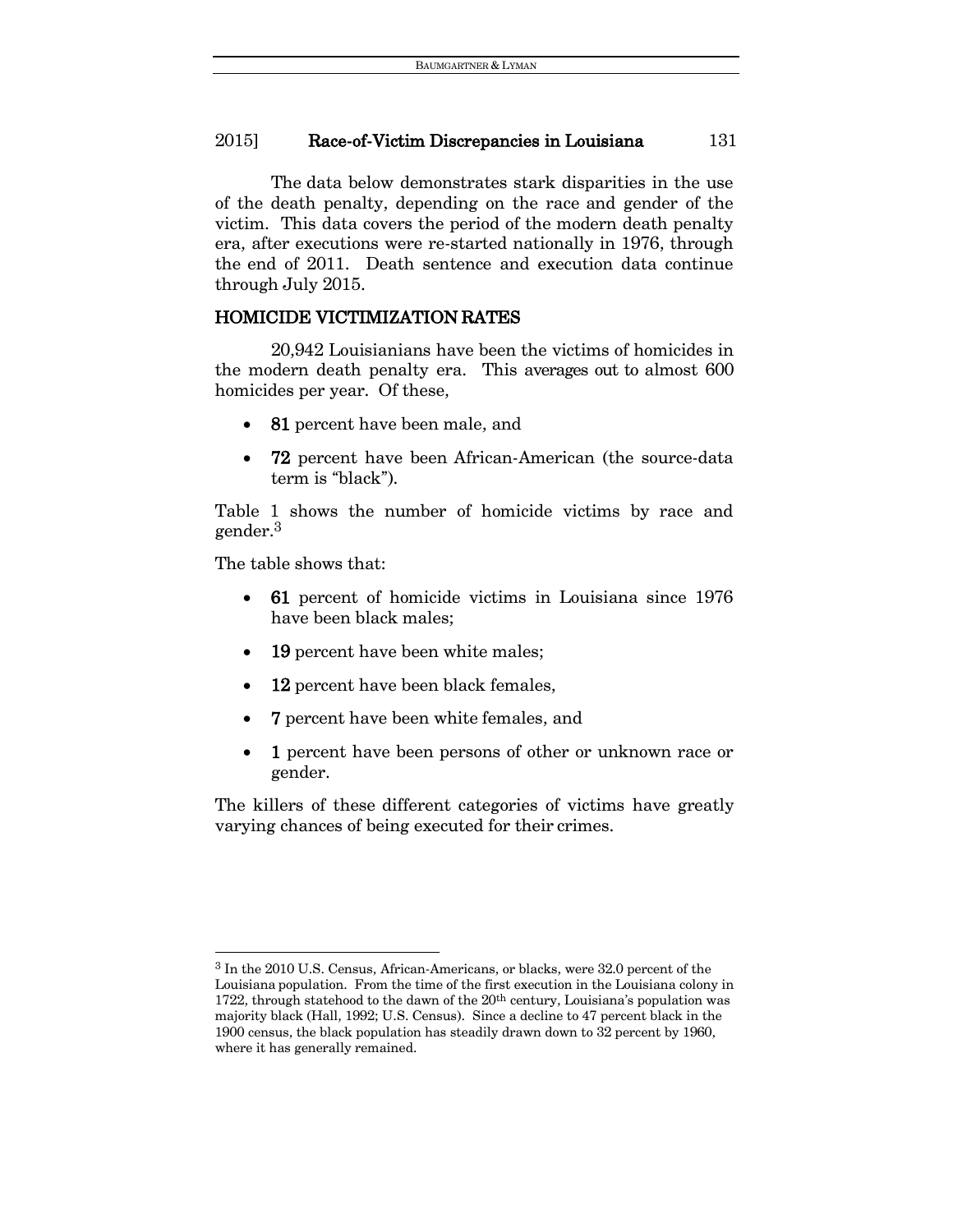The data below demonstrates stark disparities in the use of the death penalty, depending on the race and gender of the victim. This data covers the period of the modern death penalty era, after executions were re-started nationally in 1976, through the end of 2011. Death sentence and execution data continue through July 2015.

## HOMICIDE VICTIMIZATION RATES

20,942 Louisianians have been the victims of homicides in the modern death penalty era. This averages out to almost 600 homicides per year. Of these,

- **81** percent have been male, and
- **72** percent have been African-American (the source-data term is "black").

Table 1 shows the number of homicide victims by race and gender.[3]

The table shows that:

- **61** percent of homicide victims in Louisiana since 1976 have been black males;
- **19** percent have been white males;
- **12** percent have been black females,
- **7** percent have been white females, and
- **1** percent have been persons of other or unknown race or gender.

The killers of these different categories of victims have greatly varying chances of being executed for their crimes.

---

[3] In the 2010 U.S. Census, African-Americans, or blacks, were 32.0 percent of the Louisiana population. From the time of the first execution in the Louisiana colony in 1722, through statehood to the dawn of the 20th century, Louisiana's population was majority black (Hall, 1992; U.S. Census). Since a decline to 47 percent black in the 1900 census, the black population has steadily drawn down to 32 percent by 1960, where it has generally remained.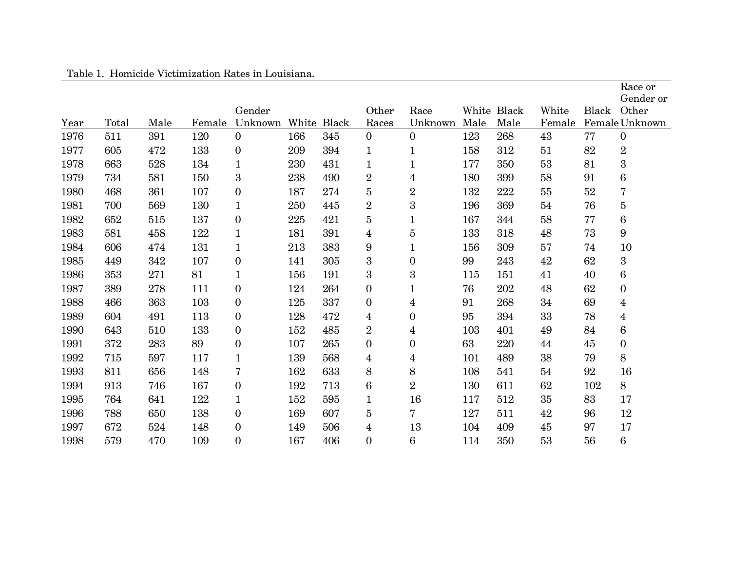Table 1. Homicide Victimization Rates in Louisiana.

| Year | Total | Male | Female | Gender Unknown | White | Black | Other Races | Race Unknown | White Male | Black Male | White Female | Black Female | Race or Gender or Other Unknown |
|---|---|---|---|---|---|---|---|---|---|---|---|---|---|
| 1976 | 511 | 391 | 120 | 0 | 166 | 345 | 0 | 0 | 123 | 268 | 43 | 77 | 0 |
| 1977 | 605 | 472 | 133 | 0 | 209 | 394 | 1 | 1 | 158 | 312 | 51 | 82 | 2 |
| 1978 | 663 | 528 | 134 | 1 | 230 | 431 | 1 | 1 | 177 | 350 | 53 | 81 | 3 |
| 1979 | 734 | 581 | 150 | 3 | 238 | 490 | 2 | 4 | 180 | 399 | 58 | 91 | 6 |
| 1980 | 468 | 361 | 107 | 0 | 187 | 274 | 5 | 2 | 132 | 222 | 55 | 52 | 7 |
| 1981 | 700 | 569 | 130 | 1 | 250 | 445 | 2 | 3 | 196 | 369 | 54 | 76 | 5 |
| 1982 | 652 | 515 | 137 | 0 | 225 | 421 | 5 | 1 | 167 | 344 | 58 | 77 | 6 |
| 1983 | 581 | 458 | 122 | 1 | 181 | 391 | 4 | 5 | 133 | 318 | 48 | 73 | 9 |
| 1984 | 606 | 474 | 131 | 1 | 213 | 383 | 9 | 1 | 156 | 309 | 57 | 74 | 10 |
| 1985 | 449 | 342 | 107 | 0 | 141 | 305 | 3 | 0 | 99 | 243 | 42 | 62 | 3 |
| 1986 | 353 | 271 | 81 | 1 | 156 | 191 | 3 | 3 | 115 | 151 | 41 | 40 | 6 |
| 1987 | 389 | 278 | 111 | 0 | 124 | 264 | 0 | 1 | 76 | 202 | 48 | 62 | 0 |
| 1988 | 466 | 363 | 103 | 0 | 125 | 337 | 0 | 4 | 91 | 268 | 34 | 69 | 4 |
| 1989 | 604 | 491 | 113 | 0 | 128 | 472 | 4 | 0 | 95 | 394 | 33 | 78 | 4 |
| 1990 | 643 | 510 | 133 | 0 | 152 | 485 | 2 | 4 | 103 | 401 | 49 | 84 | 6 |
| 1991 | 372 | 283 | 89 | 0 | 107 | 265 | 0 | 0 | 63 | 220 | 44 | 45 | 0 |
| 1992 | 715 | 597 | 117 | 1 | 139 | 568 | 4 | 4 | 101 | 489 | 38 | 79 | 8 |
| 1993 | 811 | 656 | 148 | 7 | 162 | 633 | 8 | 8 | 108 | 541 | 54 | 92 | 16 |
| 1994 | 913 | 746 | 167 | 0 | 192 | 713 | 6 | 2 | 130 | 611 | 62 | 102 | 8 |
| 1995 | 764 | 641 | 122 | 1 | 152 | 595 | 1 | 16 | 117 | 512 | 35 | 83 | 17 |
| 1996 | 788 | 650 | 138 | 0 | 169 | 607 | 5 | 7 | 127 | 511 | 42 | 96 | 12 |
| 1997 | 672 | 524 | 148 | 0 | 149 | 506 | 4 | 13 | 104 | 409 | 45 | 97 | 17 |
| 1998 | 579 | 470 | 109 | 0 | 167 | 406 | 0 | 6 | 114 | 350 | 53 | 56 | 6 |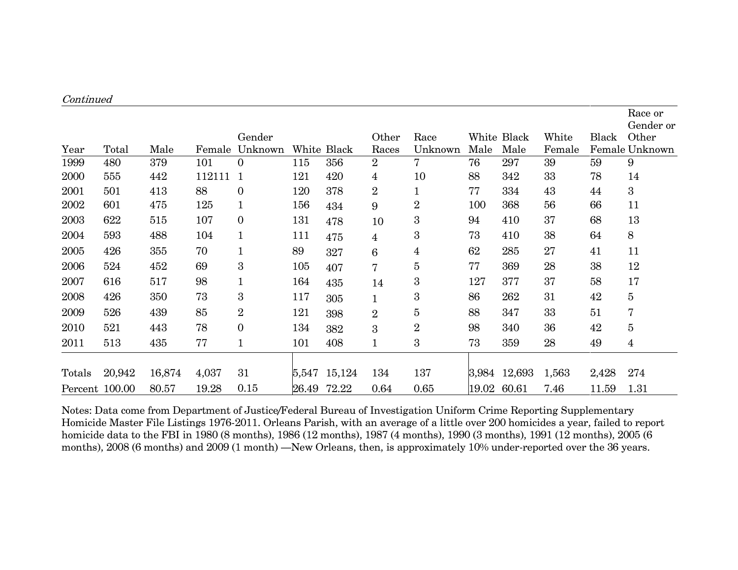*Continued*

| Year | Total | Male | Female | Gender Unknown | White | Black | Other Races | Race Unknown | White Male | Black Male | White Female | Black Female | Race or Gender or Other Unknown |
|---|---|---|---|---|---|---|---|---|---|---|---|---|---|
| 1999 | 480 | 379 | 101 | 0 | 115 | 356 | 2 | 7 | 76 | 297 | 39 | 59 | 9 |
| 2000 | 555 | 442 | 112111 | 1 | 121 | 420 | 4 | 10 | 88 | 342 | 33 | 78 | 14 |
| 2001 | 501 | 413 | 88 | 0 | 120 | 378 | 2 | 1 | 77 | 334 | 43 | 44 | 3 |
| 2002 | 601 | 475 | 125 | 1 | 156 | 434 | 9 | 2 | 100 | 368 | 56 | 66 | 11 |
| 2003 | 622 | 515 | 107 | 0 | 131 | 478 | 10 | 3 | 94 | 410 | 37 | 68 | 13 |
| 2004 | 593 | 488 | 104 | 1 | 111 | 475 | 4 | 3 | 73 | 410 | 38 | 64 | 8 |
| 2005 | 426 | 355 | 70 | 1 | 89 | 327 | 6 | 4 | 62 | 285 | 27 | 41 | 11 |
| 2006 | 524 | 452 | 69 | 3 | 105 | 407 | 7 | 5 | 77 | 369 | 28 | 38 | 12 |
| 2007 | 616 | 517 | 98 | 1 | 164 | 435 | 14 | 3 | 127 | 377 | 37 | 58 | 17 |
| 2008 | 426 | 350 | 73 | 3 | 117 | 305 | 1 | 3 | 86 | 262 | 31 | 42 | 5 |
| 2009 | 526 | 439 | 85 | 2 | 121 | 398 | 2 | 5 | 88 | 347 | 33 | 51 | 7 |
| 2010 | 521 | 443 | 78 | 0 | 134 | 382 | 3 | 2 | 98 | 340 | 36 | 42 | 5 |
| 2011 | 513 | 435 | 77 | 1 | 101 | 408 | 1 | 3 | 73 | 359 | 28 | 49 | 4 |
| Totals | 20,942 | 16,874 | 4,037 | 31 | 5,547 | 15,124 | 134 | 137 | 3,984 | 12,693 | 1,563 | 2,428 | 274 |
| Percent | 100.00 | 80.57 | 19.28 | 0.15 | 26.49 | 72.22 | 0.64 | 0.65 | 19.02 | 60.61 | 7.46 | 11.59 | 1.31 |

Notes: Data come from Department of Justice/Federal Bureau of Investigation Uniform Crime Reporting Supplementary Homicide Master File Listings 1976-2011. Orleans Parish, with an average of a little over 200 homicides a year, failed to report homicide data to the FBI in 1980 (8 months), 1986 (12 months), 1987 (4 months), 1990 (3 months), 1991 (12 months), 2005 (6 months), 2008 (6 months) and 2009 (1 month) —New Orleans, then, is approximately 10% under-reported over the 36 years.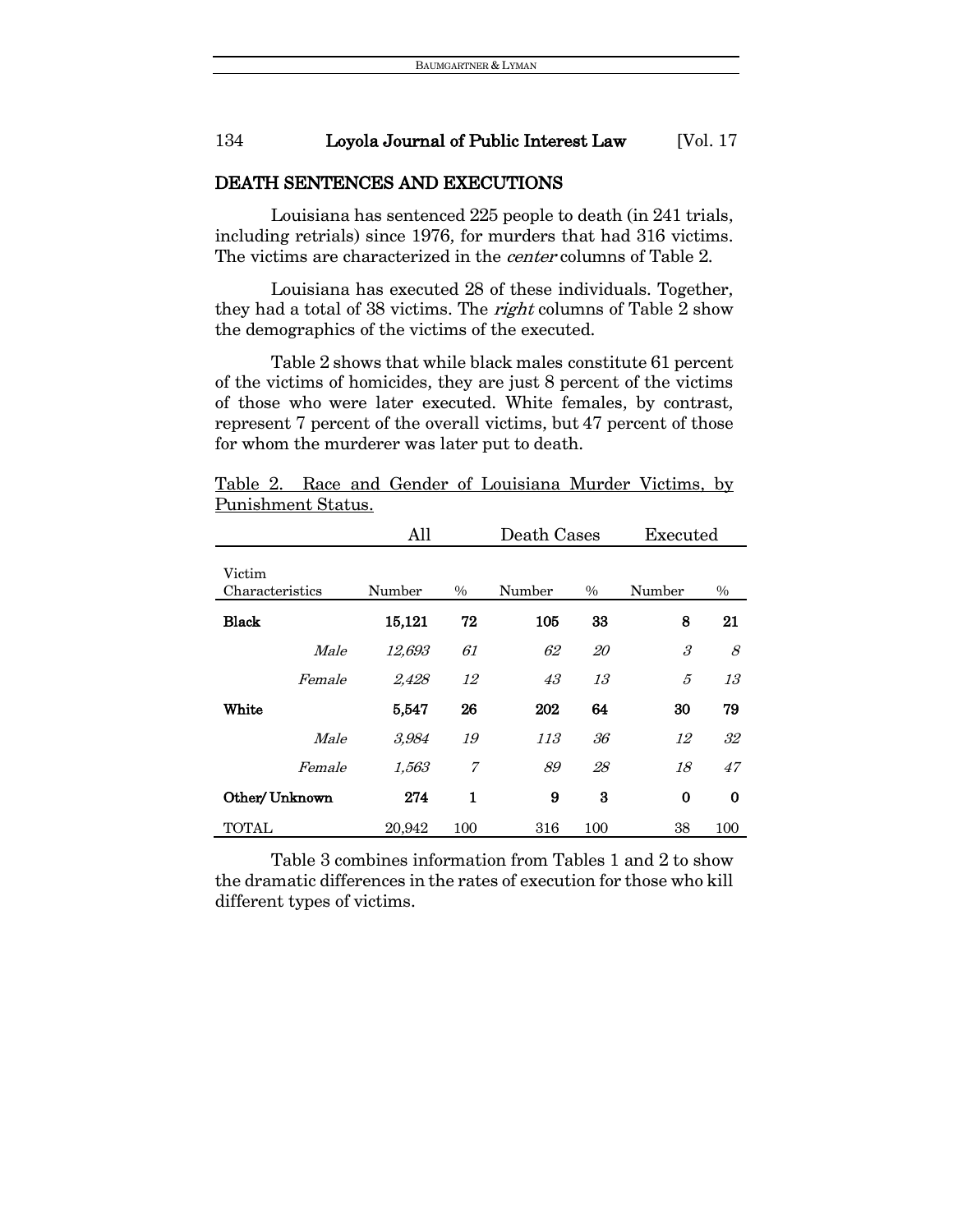## DEATH SENTENCES AND EXECUTIONS

Louisiana has sentenced 225 people to death (in 241 trials, including retrials) since 1976, for murders that had 316 victims. The victims are characterized in the *center* columns of Table 2.

Louisiana has executed 28 of these individuals. Together, they had a total of 38 victims. The *right* columns of Table 2 show the demographics of the victims of the executed.

Table 2 shows that while black males constitute 61 percent of the victims of homicides, they are just 8 percent of the victims of those who were later executed. White females, by contrast, represent 7 percent of the overall victims, but 47 percent of those for whom the murderer was later put to death.

Table 2. Race and Gender of Louisiana Murder Victims, by Punishment Status.

| | | All | | Death Cases | | Executed | |
|---|---|---|---|---|---|---|---|
| Victim Characteristics | | Number | % | Number | % | Number | % |
| **Black** | | **15,121** | **72** | **105** | **33** | **8** | **21** |
| | *Male* | *12,693* | *61* | *62* | *20* | *3* | *8* |
| | *Female* | *2,428* | *12* | *43* | *13* | *5* | *13* |
| **White** | | **5,547** | **26** | **202** | **64** | **30** | **79** |
| | *Male* | *3,984* | *19* | *113* | *36* | *12* | *32* |
| | *Female* | *1,563* | *7* | *89* | *28* | *18* | *47* |
| **Other/ Unknown** | | **274** | **1** | **9** | **3** | **0** | **0** |
| TOTAL | | 20,942 | 100 | 316 | 100 | 38 | 100 |

Table 3 combines information from Tables 1 and 2 to show the dramatic differences in the rates of execution for those who kill different types of victims.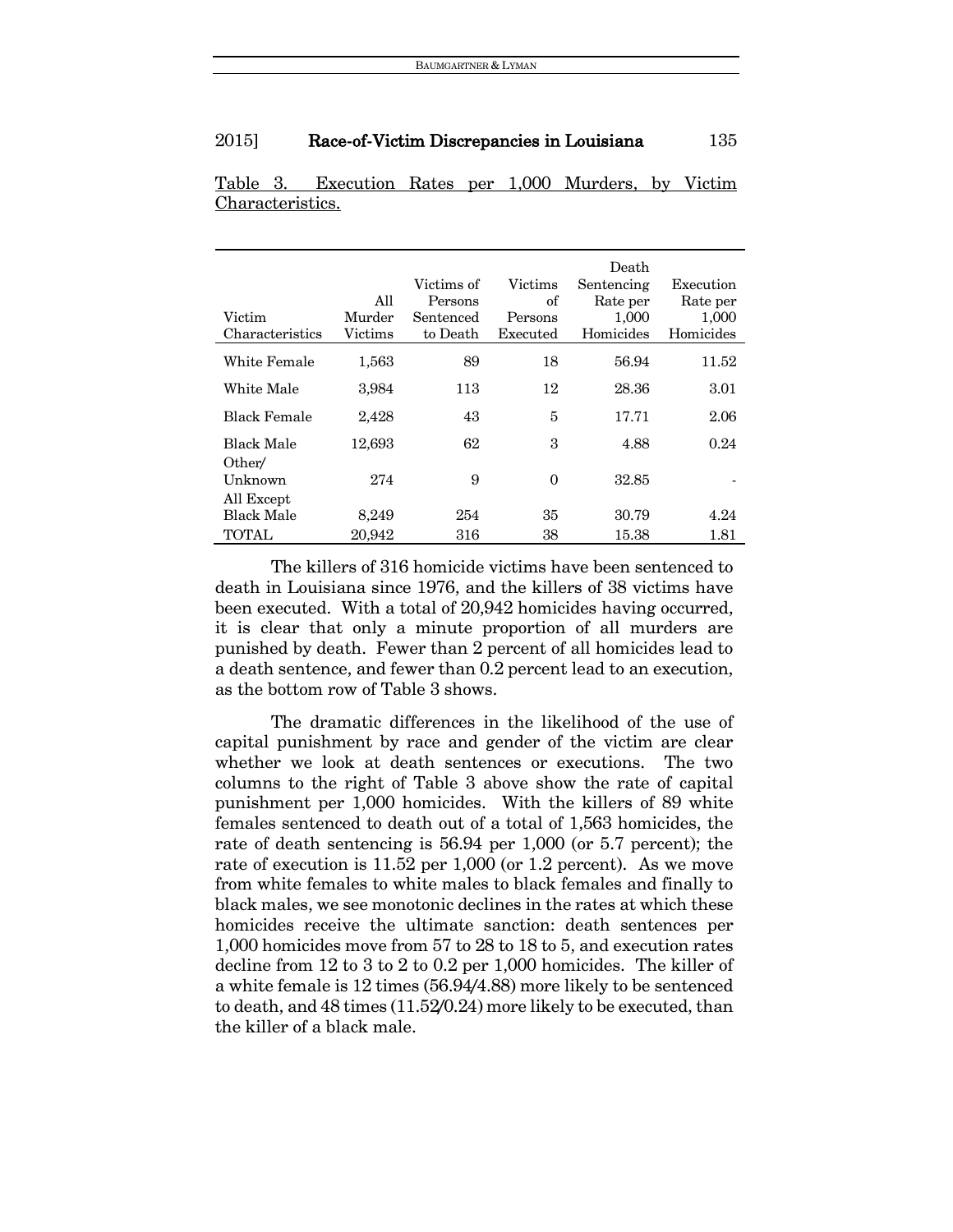Table 3. Execution Rates per 1,000 Murders, by Victim Characteristics.

| Victim Characteristics | All Murder Victims | Victims of Persons Sentenced to Death | Victims of Persons Executed | Death Sentencing Rate per 1,000 Homicides | Execution Rate per 1,000 Homicides |
|---|---|---|---|---|---|
| White Female | 1,563 | 89 | 18 | 56.94 | 11.52 |
| White Male | 3,984 | 113 | 12 | 28.36 | 3.01 |
| Black Female | 2,428 | 43 | 5 | 17.71 | 2.06 |
| Black Male | 12,693 | 62 | 3 | 4.88 | 0.24 |
| Other/ Unknown | 274 | 9 | 0 | 32.85 | - |
| All Except Black Male | 8,249 | 254 | 35 | 30.79 | 4.24 |
| TOTAL | 20,942 | 316 | 38 | 15.38 | 1.81 |

The killers of 316 homicide victims have been sentenced to death in Louisiana since 1976, and the killers of 38 victims have been executed. With a total of 20,942 homicides having occurred, it is clear that only a minute proportion of all murders are punished by death. Fewer than 2 percent of all homicides lead to a death sentence, and fewer than 0.2 percent lead to an execution, as the bottom row of Table 3 shows.

The dramatic differences in the likelihood of the use of capital punishment by race and gender of the victim are clear whether we look at death sentences or executions. The two columns to the right of Table 3 above show the rate of capital punishment per 1,000 homicides. With the killers of 89 white females sentenced to death out of a total of 1,563 homicides, the rate of death sentencing is 56.94 per 1,000 (or 5.7 percent); the rate of execution is 11.52 per 1,000 (or 1.2 percent). As we move from white females to white males to black females and finally to black males, we see monotonic declines in the rates at which these homicides receive the ultimate sanction: death sentences per 1,000 homicides move from 57 to 28 to 18 to 5, and execution rates decline from 12 to 3 to 2 to 0.2 per 1,000 homicides. The killer of a white female is 12 times (56.94/4.88) more likely to be sentenced to death, and 48 times (11.52/0.24) more likely to be executed, than the killer of a black male.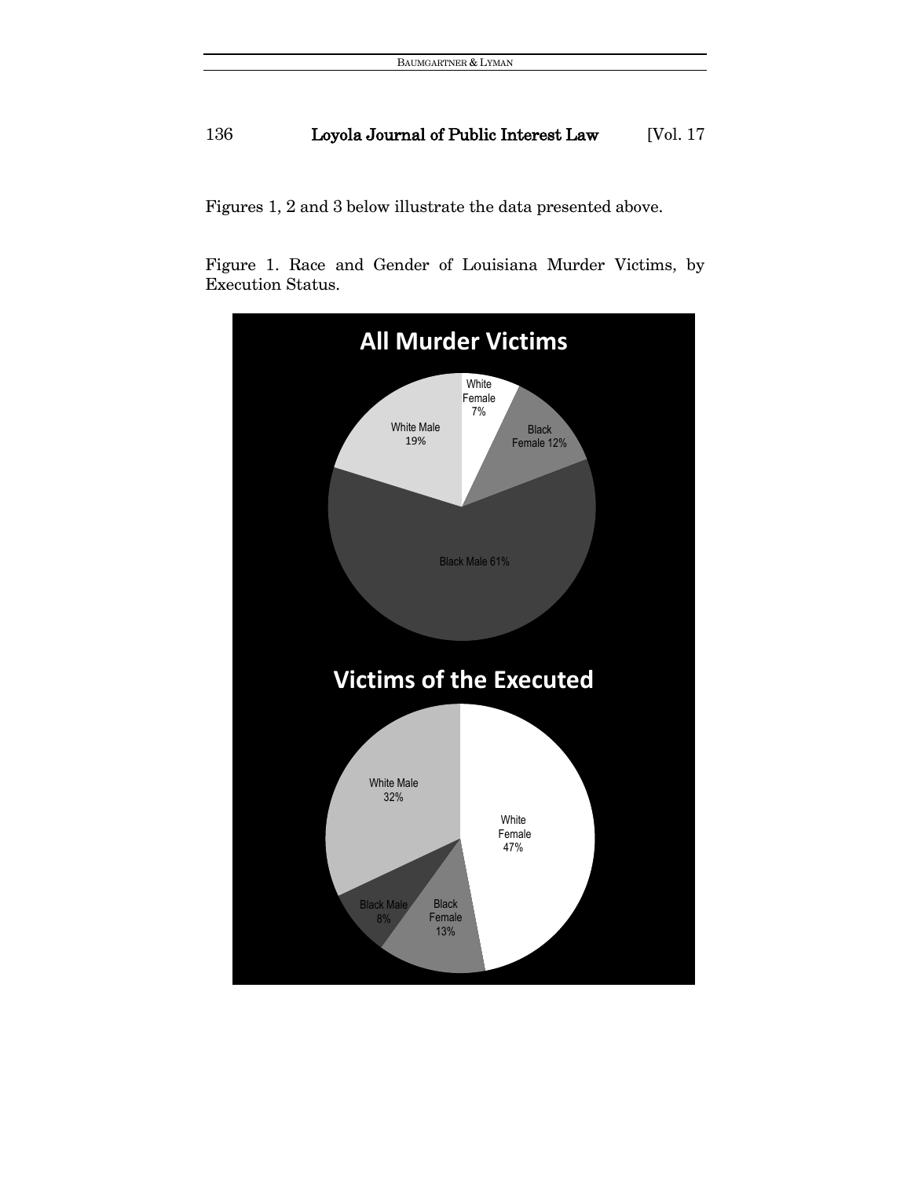Figures 1, 2 and 3 below illustrate the data presented above.

Figure 1. Race and Gender of Louisiana Murder Victims, by Execution Status.

**All Murder Victims**

White Female 7%

Black Female 12%

White Male 19%

Black Male 61%

**Victims of the Executed**

White Male 32%

White Female 47%

Black Male 8%

Black Female 13%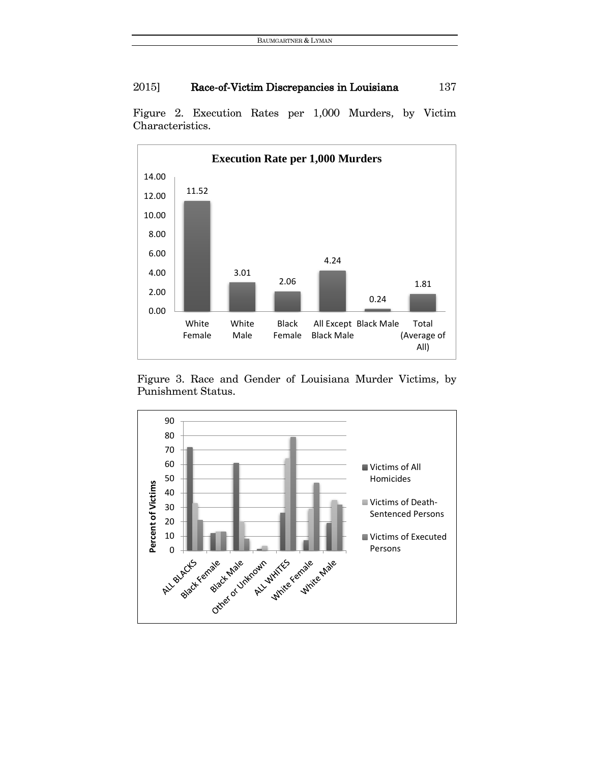Figure 2. Execution Rates per 1,000 Murders, by Victim Characteristics.

**Execution Rate per 1,000 Murders**

| | White Female | White Male | Black Female | All Except Black Male | Black Male | Total (Average of All) |
|---|---|---|---|---|---|---|
| Execution Rate per 1,000 Murders | 11.52 | 3.01 | 2.06 | 4.24 | 0.24 | 1.81 |

Figure 3. Race and Gender of Louisiana Murder Victims, by Punishment Status.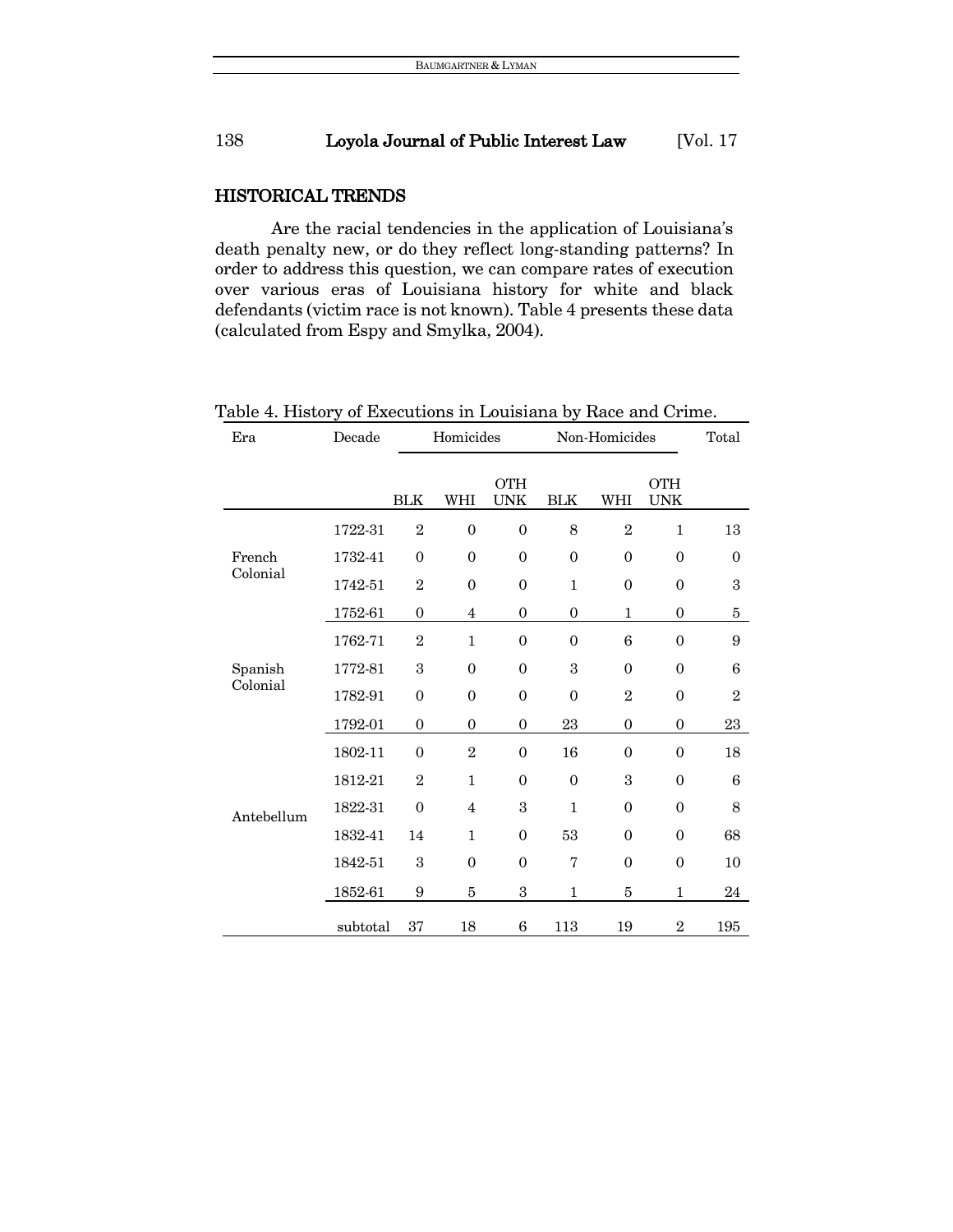## HISTORICAL TRENDS

Are the racial tendencies in the application of Louisiana's death penalty new, or do they reflect long-standing patterns? In order to address this question, we can compare rates of execution over various eras of Louisiana history for white and black defendants (victim race is not known). Table 4 presents these data (calculated from Espy and Smylka, 2004).

Table 4. History of Executions in Louisiana by Race and Crime.

| Era | Decade | Homicides | | | Non-Homicides | | | Total |
|---|---|---|---|---|---|---|---|---|
| | | BLK | WHI | OTH UNK | BLK | WHI | OTH UNK | |
| French Colonial | 1722-31 | 2 | 0 | 0 | 8 | 2 | 1 | 13 |
| | 1732-41 | 0 | 0 | 0 | 0 | 0 | 0 | 0 |
| | 1742-51 | 2 | 0 | 0 | 1 | 0 | 0 | 3 |
| | 1752-61 | 0 | 4 | 0 | 0 | 1 | 0 | 5 |
| Spanish Colonial | 1762-71 | 2 | 1 | 0 | 0 | 6 | 0 | 9 |
| | 1772-81 | 3 | 0 | 0 | 3 | 0 | 0 | 6 |
| | 1782-91 | 0 | 0 | 0 | 0 | 2 | 0 | 2 |
| | 1792-01 | 0 | 0 | 0 | 23 | 0 | 0 | 23 |
| Antebellum | 1802-11 | 0 | 2 | 0 | 16 | 0 | 0 | 18 |
| | 1812-21 | 2 | 1 | 0 | 0 | 3 | 0 | 6 |
| | 1822-31 | 0 | 4 | 3 | 1 | 0 | 0 | 8 |
| | 1832-41 | 14 | 1 | 0 | 53 | 0 | 0 | 68 |
| | 1842-51 | 3 | 0 | 0 | 7 | 0 | 0 | 10 |
| | 1852-61 | 9 | 5 | 3 | 1 | 5 | 1 | 24 |
| | subtotal | 37 | 18 | 6 | 113 | 19 | 2 | 195 |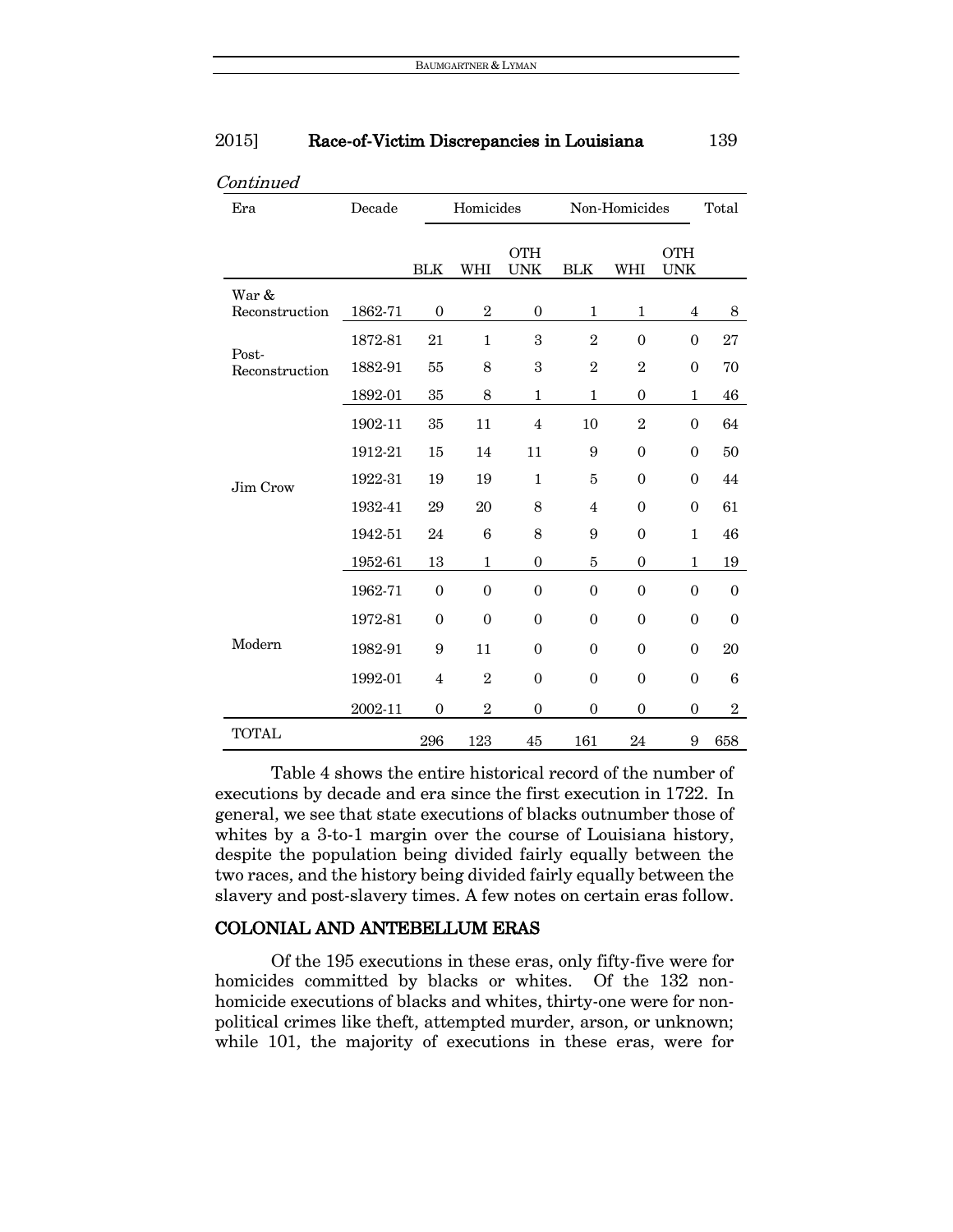*Continued*

| Era | Decade | Homicides | | | Non-Homicides | | | Total |
|---|---|---|---|---|---|---|---|---|
| | | BLK | WHI | OTH UNK | BLK | WHI | OTH UNK | |
| War & Reconstruction | 1862-71 | 0 | 2 | 0 | 1 | 1 | 4 | 8 |
| Post-Reconstruction | 1872-81 | 21 | 1 | 3 | 2 | 0 | 0 | 27 |
| | 1882-91 | 55 | 8 | 3 | 2 | 2 | 0 | 70 |
| | 1892-01 | 35 | 8 | 1 | 1 | 0 | 1 | 46 |
| Jim Crow | 1902-11 | 35 | 11 | 4 | 10 | 2 | 0 | 64 |
| | 1912-21 | 15 | 14 | 11 | 9 | 0 | 0 | 50 |
| | 1922-31 | 19 | 19 | 1 | 5 | 0 | 0 | 44 |
| | 1932-41 | 29 | 20 | 8 | 4 | 0 | 0 | 61 |
| | 1942-51 | 24 | 6 | 8 | 9 | 0 | 1 | 46 |
| | 1952-61 | 13 | 1 | 0 | 5 | 0 | 1 | 19 |
| Modern | 1962-71 | 0 | 0 | 0 | 0 | 0 | 0 | 0 |
| | 1972-81 | 0 | 0 | 0 | 0 | 0 | 0 | 0 |
| | 1982-91 | 9 | 11 | 0 | 0 | 0 | 0 | 20 |
| | 1992-01 | 4 | 2 | 0 | 0 | 0 | 0 | 6 |
| | 2002-11 | 0 | 2 | 0 | 0 | 0 | 0 | 2 |
| TOTAL | | 296 | 123 | 45 | 161 | 24 | 9 | 658 |

Table 4 shows the entire historical record of the number of executions by decade and era since the first execution in 1722. In general, we see that state executions of blacks outnumber those of whites by a 3-to-1 margin over the course of Louisiana history, despite the population being divided fairly equally between the two races, and the history being divided fairly equally between the slavery and post-slavery times. A few notes on certain eras follow.

## COLONIAL AND ANTEBELLUM ERAS

Of the 195 executions in these eras, only fifty-five were for homicides committed by blacks or whites. Of the 132 non-homicide executions of blacks and whites, thirty-one were for non-political crimes like theft, attempted murder, arson, or unknown; while 101, the majority of executions in these eras, were for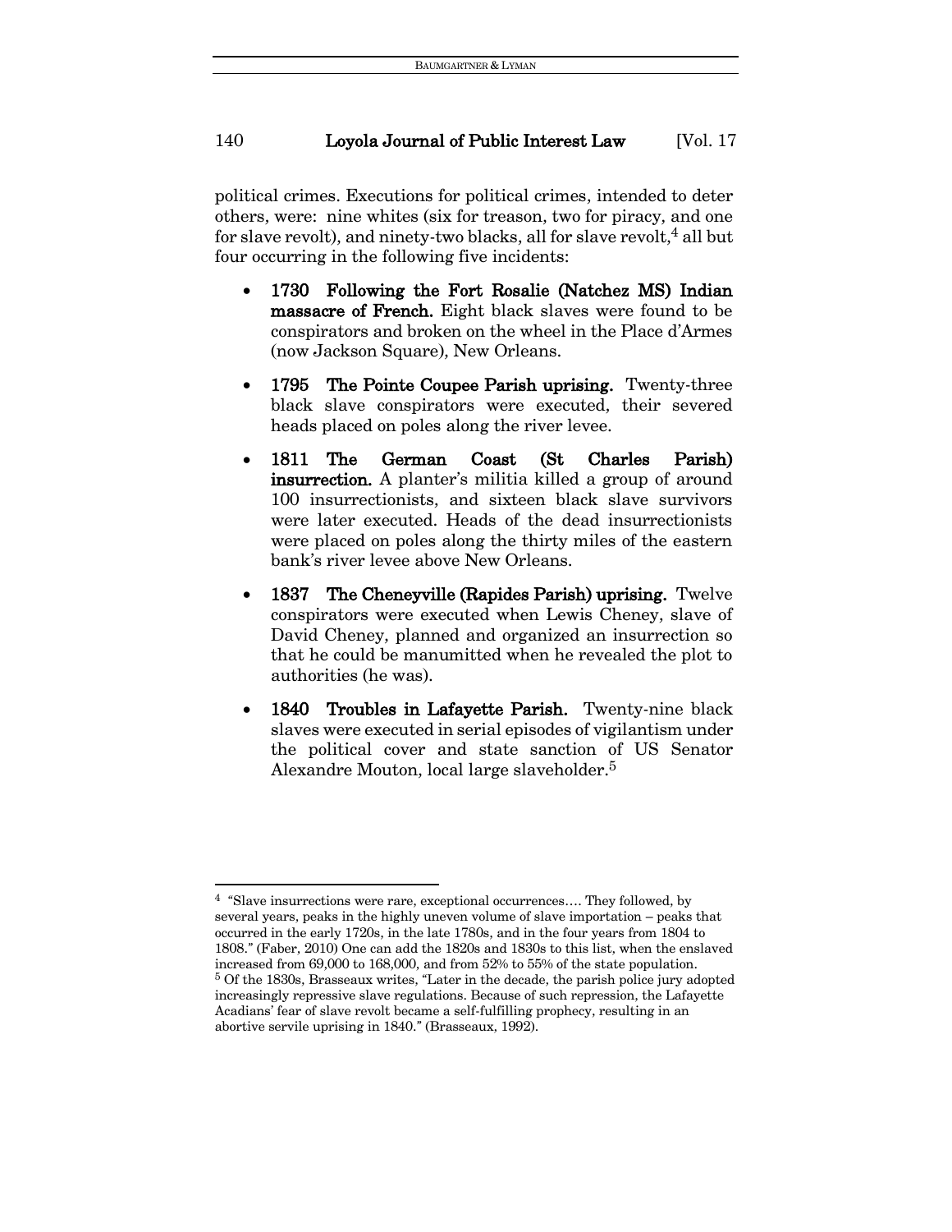political crimes. Executions for political crimes, intended to deter others, were: nine whites (six for treason, two for piracy, and one for slave revolt), and ninety-two blacks, all for slave revolt,[4] all but four occurring in the following five incidents:

- **1730 Following the Fort Rosalie (Natchez MS) Indian massacre of French.** Eight black slaves were found to be conspirators and broken on the wheel in the Place d'Armes (now Jackson Square), New Orleans.

- **1795 The Pointe Coupee Parish uprising.** Twenty-three black slave conspirators were executed, their severed heads placed on poles along the river levee.

- **1811 The German Coast (St Charles Parish) insurrection.** A planter's militia killed a group of around 100 insurrectionists, and sixteen black slave survivors were later executed. Heads of the dead insurrectionists were placed on poles along the thirty miles of the eastern bank's river levee above New Orleans.

- **1837 The Cheneyville (Rapides Parish) uprising.** Twelve conspirators were executed when Lewis Cheney, slave of David Cheney, planned and organized an insurrection so that he could be manumitted when he revealed the plot to authorities (he was).

- **1840 Troubles in Lafayette Parish.** Twenty-nine black slaves were executed in serial episodes of vigilantism under the political cover and state sanction of US Senator Alexandre Mouton, local large slaveholder.[5]

---

[4] "Slave insurrections were rare, exceptional occurrences…. They followed, by several years, peaks in the highly uneven volume of slave importation – peaks that occurred in the early 1720s, in the late 1780s, and in the four years from 1804 to 1808." (Faber, 2010) One can add the 1820s and 1830s to this list, when the enslaved increased from 69,000 to 168,000, and from 52% to 55% of the state population.

[5] Of the 1830s, Brasseaux writes, "Later in the decade, the parish police jury adopted increasingly repressive slave regulations. Because of such repression, the Lafayette Acadians' fear of slave revolt became a self-fulfilling prophecy, resulting in an abortive servile uprising in 1840." (Brasseaux, 1992).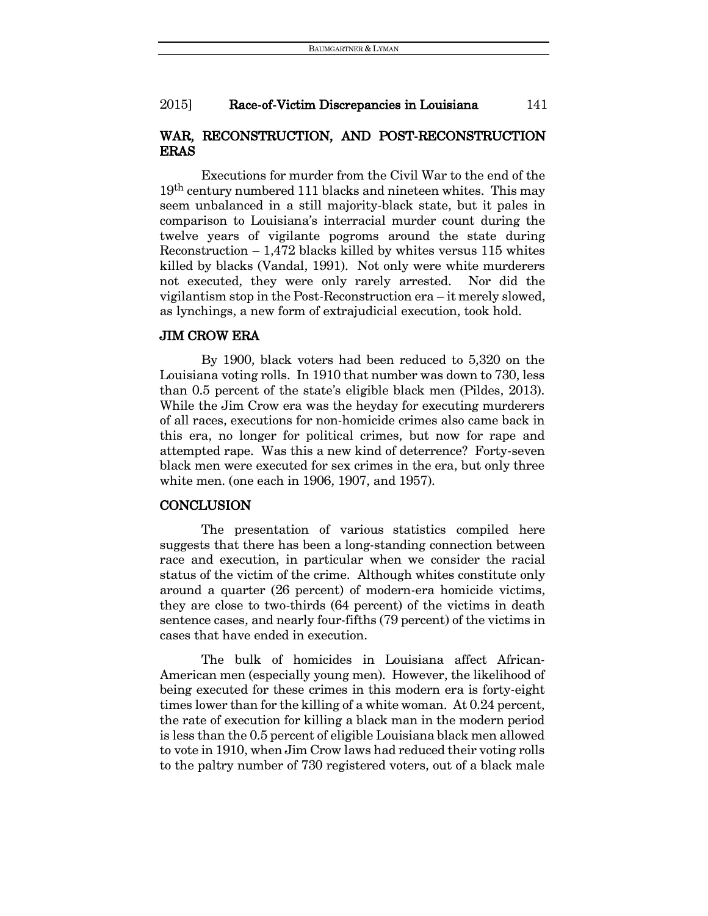## WAR, RECONSTRUCTION, AND POST-RECONSTRUCTION ERAS

Executions for murder from the Civil War to the end of the 19th century numbered 111 blacks and nineteen whites. This may seem unbalanced in a still majority-black state, but it pales in comparison to Louisiana's interracial murder count during the twelve years of vigilante pogroms around the state during Reconstruction – 1,472 blacks killed by whites versus 115 whites killed by blacks (Vandal, 1991). Not only were white murderers not executed, they were only rarely arrested. Nor did the vigilantism stop in the Post-Reconstruction era – it merely slowed, as lynchings, a new form of extrajudicial execution, took hold.

## JIM CROW ERA

By 1900, black voters had been reduced to 5,320 on the Louisiana voting rolls. In 1910 that number was down to 730, less than 0.5 percent of the state's eligible black men (Pildes, 2013). While the Jim Crow era was the heyday for executing murderers of all races, executions for non-homicide crimes also came back in this era, no longer for political crimes, but now for rape and attempted rape. Was this a new kind of deterrence? Forty-seven black men were executed for sex crimes in the era, but only three white men. (one each in 1906, 1907, and 1957).

## CONCLUSION

The presentation of various statistics compiled here suggests that there has been a long-standing connection between race and execution, in particular when we consider the racial status of the victim of the crime. Although whites constitute only around a quarter (26 percent) of modern-era homicide victims, they are close to two-thirds (64 percent) of the victims in death sentence cases, and nearly four-fifths (79 percent) of the victims in cases that have ended in execution.

The bulk of homicides in Louisiana affect African-American men (especially young men). However, the likelihood of being executed for these crimes in this modern era is forty-eight times lower than for the killing of a white woman. At 0.24 percent, the rate of execution for killing a black man in the modern period is less than the 0.5 percent of eligible Louisiana black men allowed to vote in 1910, when Jim Crow laws had reduced their voting rolls to the paltry number of 730 registered voters, out of a black male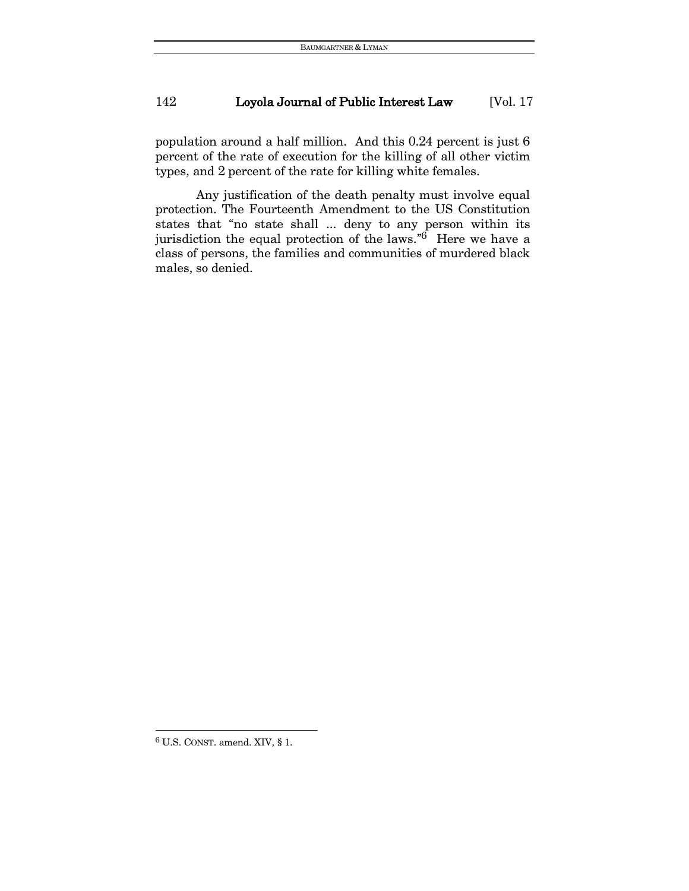population around a half million. And this 0.24 percent is just 6 percent of the rate of execution for the killing of all other victim types, and 2 percent of the rate for killing white females.

Any justification of the death penalty must involve equal protection. The Fourteenth Amendment to the US Constitution states that "no state shall ... deny to any person within its jurisdiction the equal protection of the laws."[6] Here we have a class of persons, the families and communities of murdered black males, so denied.

---

[6] U.S. CONST. amend. XIV, § 1.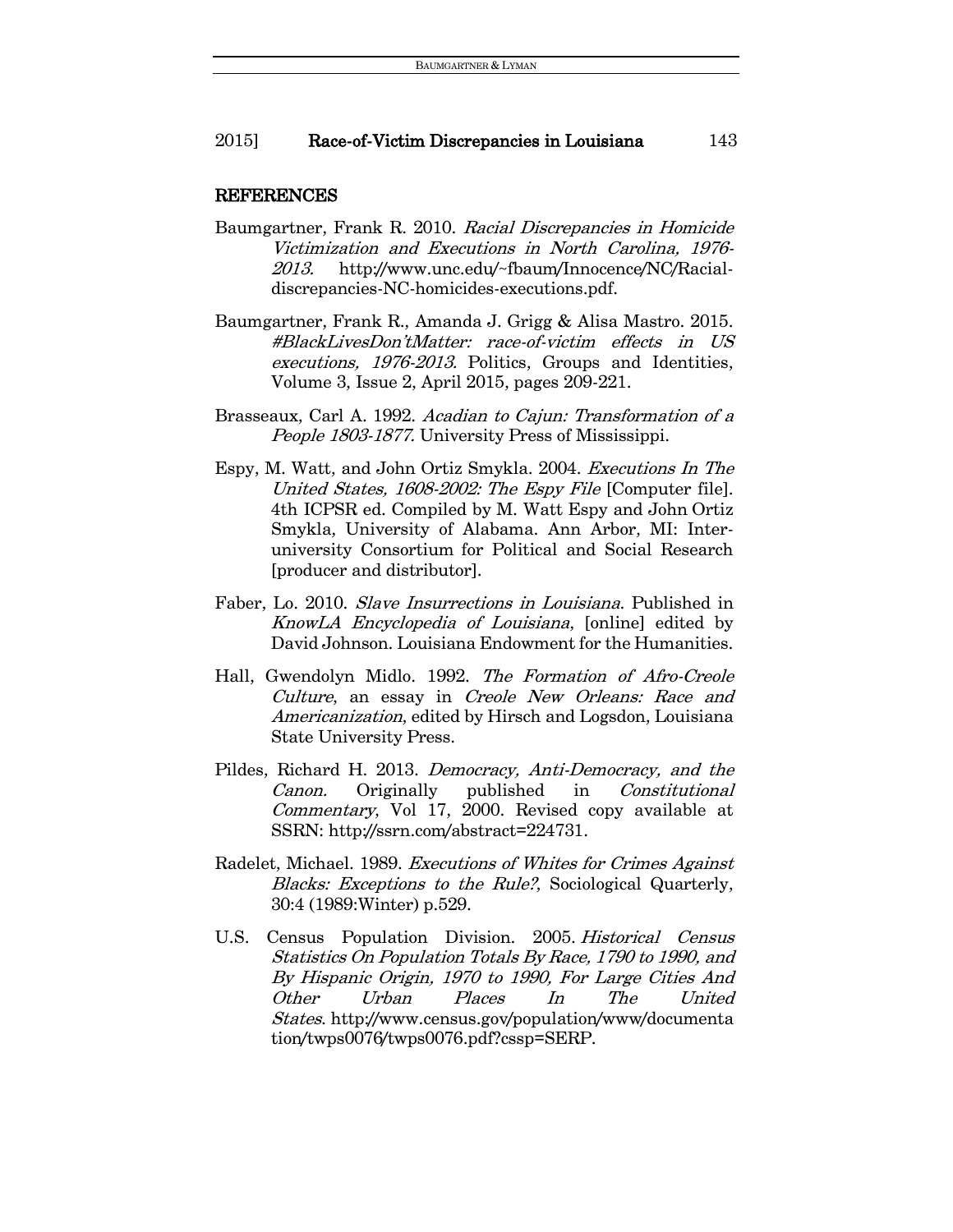## REFERENCES

Baumgartner, Frank R. 2010. *Racial Discrepancies in Homicide Victimization and Executions in North Carolina, 1976-2013.* http://www.unc.edu/~fbaum/Innocence/NC/Racial-discrepancies-NC-homicides-executions.pdf.

Baumgartner, Frank R., Amanda J. Grigg & Alisa Mastro. 2015. *#BlackLivesDon'tMatter: race-of-victim effects in US executions, 1976-2013.* Politics, Groups and Identities, Volume 3, Issue 2, April 2015, pages 209-221.

Brasseaux, Carl A. 1992. *Acadian to Cajun: Transformation of a People 1803-1877.* University Press of Mississippi.

Espy, M. Watt, and John Ortiz Smykla. 2004. *Executions In The United States, 1608-2002: The Espy File* [Computer file]. 4th ICPSR ed. Compiled by M. Watt Espy and John Ortiz Smykla, University of Alabama. Ann Arbor, MI: Inter-university Consortium for Political and Social Research [producer and distributor].

Faber, Lo. 2010. *Slave Insurrections in Louisiana*. Published in *KnowLA Encyclopedia of Louisiana*, [online] edited by David Johnson. Louisiana Endowment for the Humanities.

Hall, Gwendolyn Midlo. 1992. *The Formation of Afro-Creole Culture*, an essay in *Creole New Orleans: Race and Americanization*, edited by Hirsch and Logsdon, Louisiana State University Press.

Pildes, Richard H. 2013. *Democracy, Anti-Democracy, and the Canon.* Originally published in *Constitutional Commentary*, Vol 17, 2000. Revised copy available at SSRN: http://ssrn.com/abstract=224731.

Radelet, Michael. 1989. *Executions of Whites for Crimes Against Blacks: Exceptions to the Rule?*, Sociological Quarterly, 30:4 (1989:Winter) p.529.

U.S. Census Population Division. 2005. *Historical Census Statistics On Population Totals By Race, 1790 to 1990, and By Hispanic Origin, 1970 to 1990, For Large Cities And Other Urban Places In The United States*. http://www.census.gov/population/www/documentation/twps0076/twps0076.pdf?cssp=SERP.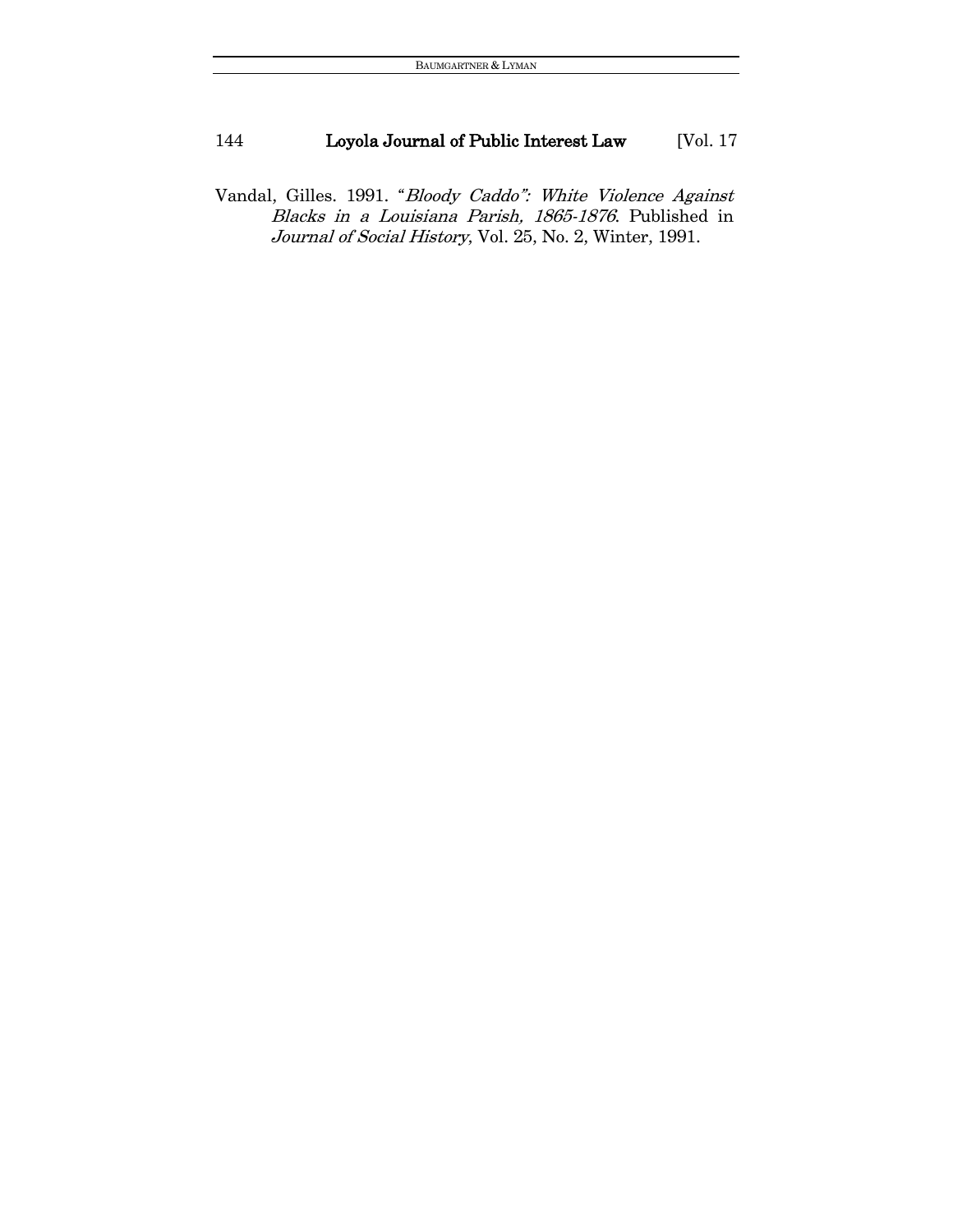Vandal, Gilles. 1991. "*Bloody Caddo": White Violence Against Blacks in a Louisiana Parish, 1865-1876*. Published in *Journal of Social History*, Vol. 25, No. 2, Winter, 1991.